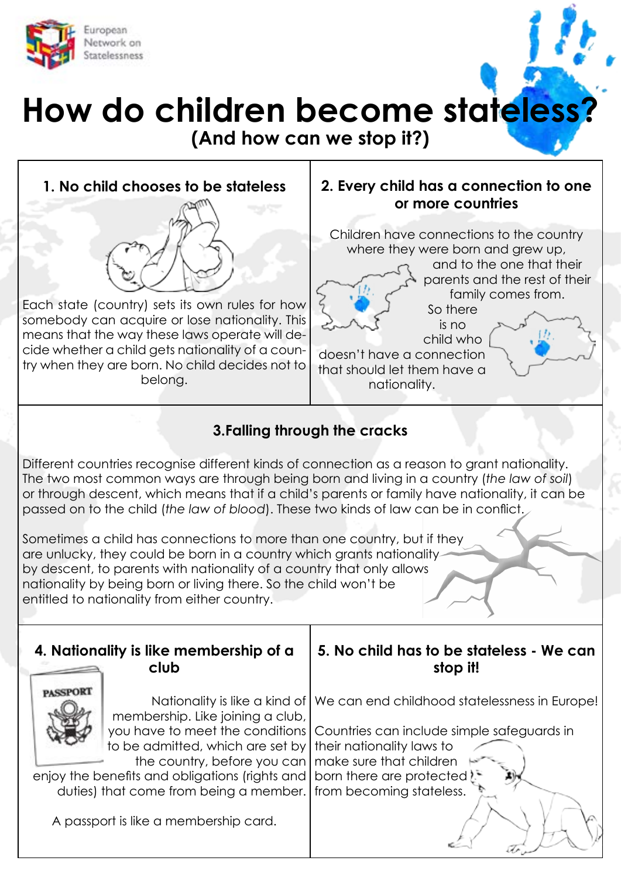European Network on Statelessness

# How do children become stateless?

## (And how can we stop it?)

### 1. No child chooses to be stateless

Each state (country) sets its own rules for how somebody can acquire or lose nationality. This means that the way these laws operate will decide whether a child gets nationality of a country when they are born. No child decides not to belong.

### 2. Every child has a connection to one or more countries

Children have connections to the country where they were born and grew up, and to the one that their parents and the rest of their family comes from. So there is no child who doesn't have a connection that should let them have a nationality.

### 3.Falling through the cracks

Different countries recognise different kinds of connection as a reason to grant nationality. The two most common ways are through being born and living in a country (*the law of soil*) or through descent, which means that if a child's parents or family have nationality, it can be passed on to the child (*the law of blood*). These two kinds of law can be in conflict.

Sometimes a child has connections to more than one country, but if they are unlucky, they could be born in a country which grants nationality by descent, to parents with nationality of a country that only allows nationality by being born or living there. So the child won't be entitled to nationality from either country.

### 4. Nationality is like membership of a club

Nationality is like a kind of membership. Like joining a club, you have to meet the conditions to be admitted, which are set by the country, before you can enjoy the benefits and obligations (rights and duties) that come from being a member.

A passport is like a membership card.

### 5. No child has to be stateless - We can stop it!

We can end childhood statelessness in Europe!

Countries can include simple safeguards in their nationality laws to make sure that children born there are protected from becoming stateless.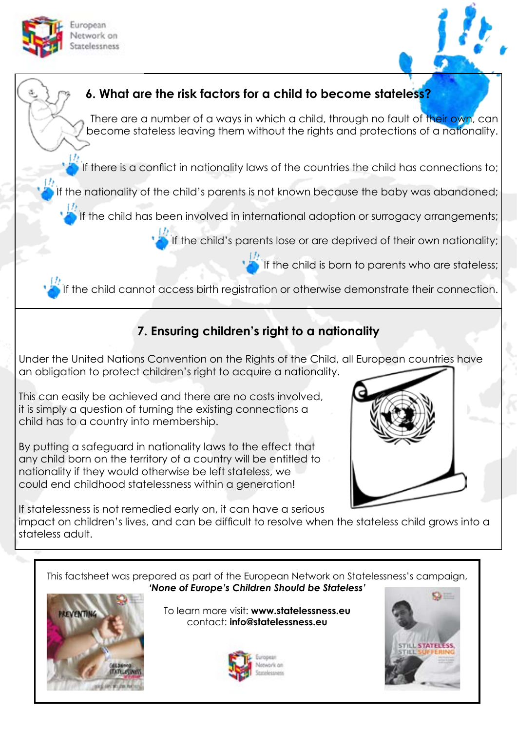## 6. What are the risk factors for a child to become stateless?

There are a number of a ways in which a child, through no fault of their own, can become stateless leaving them without the rights and protections of a nationality.

- If there is a conflict in nationality laws of the countries the child has connections to;
- If the nationality of the child's parents is not known because the baby was abandoned;
- If the child has been involved in international adoption or surrogacy arrangements;
- If the child's parents lose or are deprived of their own nationality;
- If the child is born to parents who are stateless;
- If the child cannot access birth registration or otherwise demonstrate their connection.

## 7. Ensuring children's right to a nationality

Under the United Nations Convention on the Rights of the Child, all European countries have an obligation to protect children's right to acquire a nationality.

This can easily be achieved and there are no costs involved, it is simply a question of turning the existing connections a child has to a country into membership.

By putting a safeguard in nationality laws to the effect that any child born on the territory of a country will be entitled to nationality if they would otherwise be left stateless, we could end childhood statelessness within a generation!

If statelessness is not remedied early on, it can have a serious impact on children's lives, and can be difficult to resolve when the stateless child grows into a stateless adult.

This factsheet was prepared as part of the European Network on Statelessness's campaign, ***'None of Europe's Children Should be Stateless'***

To learn more visit: **www.statelessness.eu**
contact: **info@statelessness.eu**